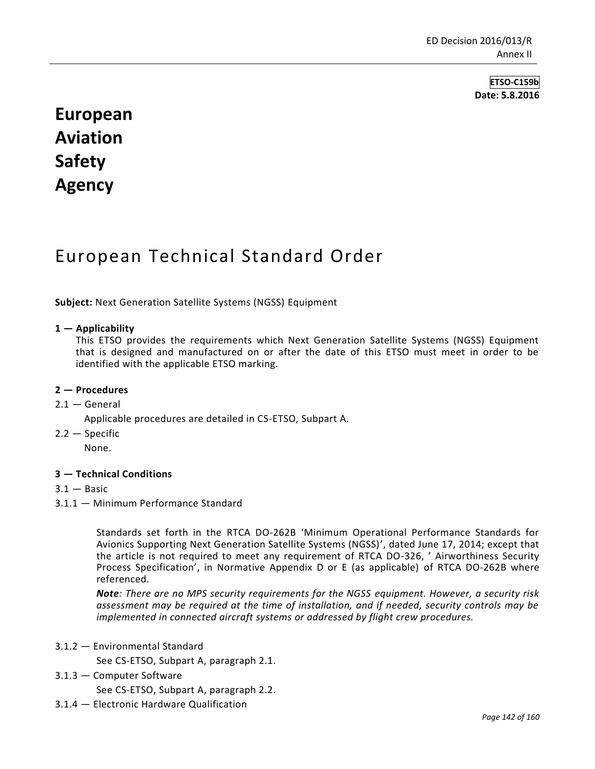**ETSO-C159b**
**Date: 5.8.2016**

# European Aviation Safety Agency

# European Technical Standard Order

**Subject:** Next Generation Satellite Systems (NGSS) Equipment

**1 — Applicability**

This ETSO provides the requirements which Next Generation Satellite Systems (NGSS) Equipment that is designed and manufactured on or after the date of this ETSO must meet in order to be identified with the applicable ETSO marking.

**2 — Procedures**

2.1 — General

Applicable procedures are detailed in CS-ETSO, Subpart A.

2.2 — Specific

None.

**3 — Technical Conditions**

3.1 — Basic

3.1.1 — Minimum Performance Standard

Standards set forth in the RTCA DO-262B 'Minimum Operational Performance Standards for Avionics Supporting Next Generation Satellite Systems (NGSS)', dated June 17, 2014; except that the article is not required to meet any requirement of RTCA DO-326, ' Airworthiness Security Process Specification', in Normative Appendix D or E (as applicable) of RTCA DO-262B where referenced.

***Note****: There are no MPS security requirements for the NGSS equipment. However, a security risk assessment may be required at the time of installation, and if needed, security controls may be implemented in connected aircraft systems or addressed by flight crew procedures.*

3.1.2 — Environmental Standard

See CS-ETSO, Subpart A, paragraph 2.1.

3.1.3 — Computer Software

See CS-ETSO, Subpart A, paragraph 2.2.

3.1.4 — Electronic Hardware Qualification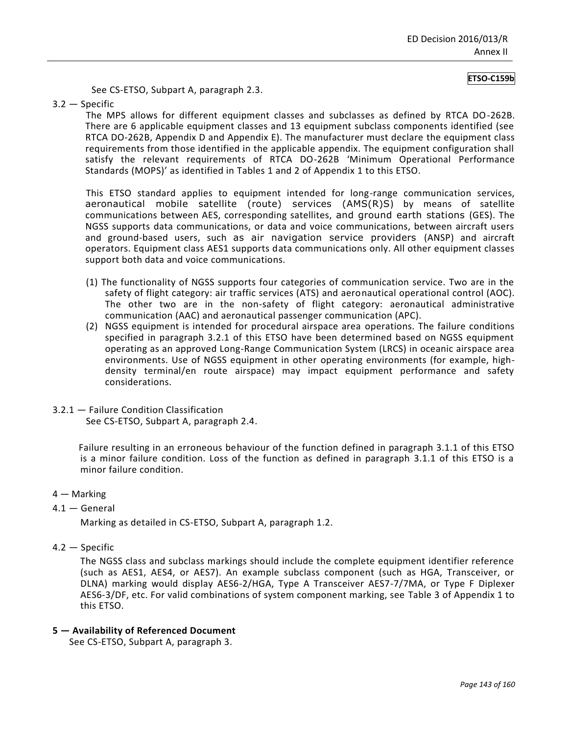**ETSO-C159b**

See CS-ETSO, Subpart A, paragraph 2.3.

3.2 — Specific

The MPS allows for different equipment classes and subclasses as defined by RTCA DO-262B. There are 6 applicable equipment classes and 13 equipment subclass components identified (see RTCA DO-262B, Appendix D and Appendix E). The manufacturer must declare the equipment class requirements from those identified in the applicable appendix. The equipment configuration shall satisfy the relevant requirements of RTCA DO-262B 'Minimum Operational Performance Standards (MOPS)' as identified in Tables 1 and 2 of Appendix 1 to this ETSO.

This ETSO standard applies to equipment intended for long-range communication services, aeronautical mobile satellite (route) services (AMS(R)S) by means of satellite communications between AES, corresponding satellites, and ground earth stations (GES). The NGSS supports data communications, or data and voice communications, between aircraft users and ground-based users, such as air navigation service providers (ANSP) and aircraft operators. Equipment class AES1 supports data communications only. All other equipment classes support both data and voice communications.

(1) The functionality of NGSS supports four categories of communication service. Two are in the safety of flight category: air traffic services (ATS) and aeronautical operational control (AOC). The other two are in the non-safety of flight category: aeronautical administrative communication (AAC) and aeronautical passenger communication (APC).

(2) NGSS equipment is intended for procedural airspace area operations. The failure conditions specified in paragraph 3.2.1 of this ETSO have been determined based on NGSS equipment operating as an approved Long-Range Communication System (LRCS) in oceanic airspace area environments. Use of NGSS equipment in other operating environments (for example, high-density terminal/en route airspace) may impact equipment performance and safety considerations.

3.2.1 — Failure Condition Classification

See CS-ETSO, Subpart A, paragraph 2.4.

Failure resulting in an erroneous behaviour of the function defined in paragraph 3.1.1 of this ETSO is a minor failure condition. Loss of the function as defined in paragraph 3.1.1 of this ETSO is a minor failure condition.

4 — Marking

4.1 — General

Marking as detailed in CS-ETSO, Subpart A, paragraph 1.2.

4.2 — Specific

The NGSS class and subclass markings should include the complete equipment identifier reference (such as AES1, AES4, or AES7). An example subclass component (such as HGA, Transceiver, or DLNA) marking would display AES6-2/HGA, Type A Transceiver AES7-7/7MA, or Type F Diplexer AES6-3/DF, etc. For valid combinations of system component marking, see Table 3 of Appendix 1 to this ETSO.

**5 — Availability of Referenced Document**

See CS-ETSO, Subpart A, paragraph 3.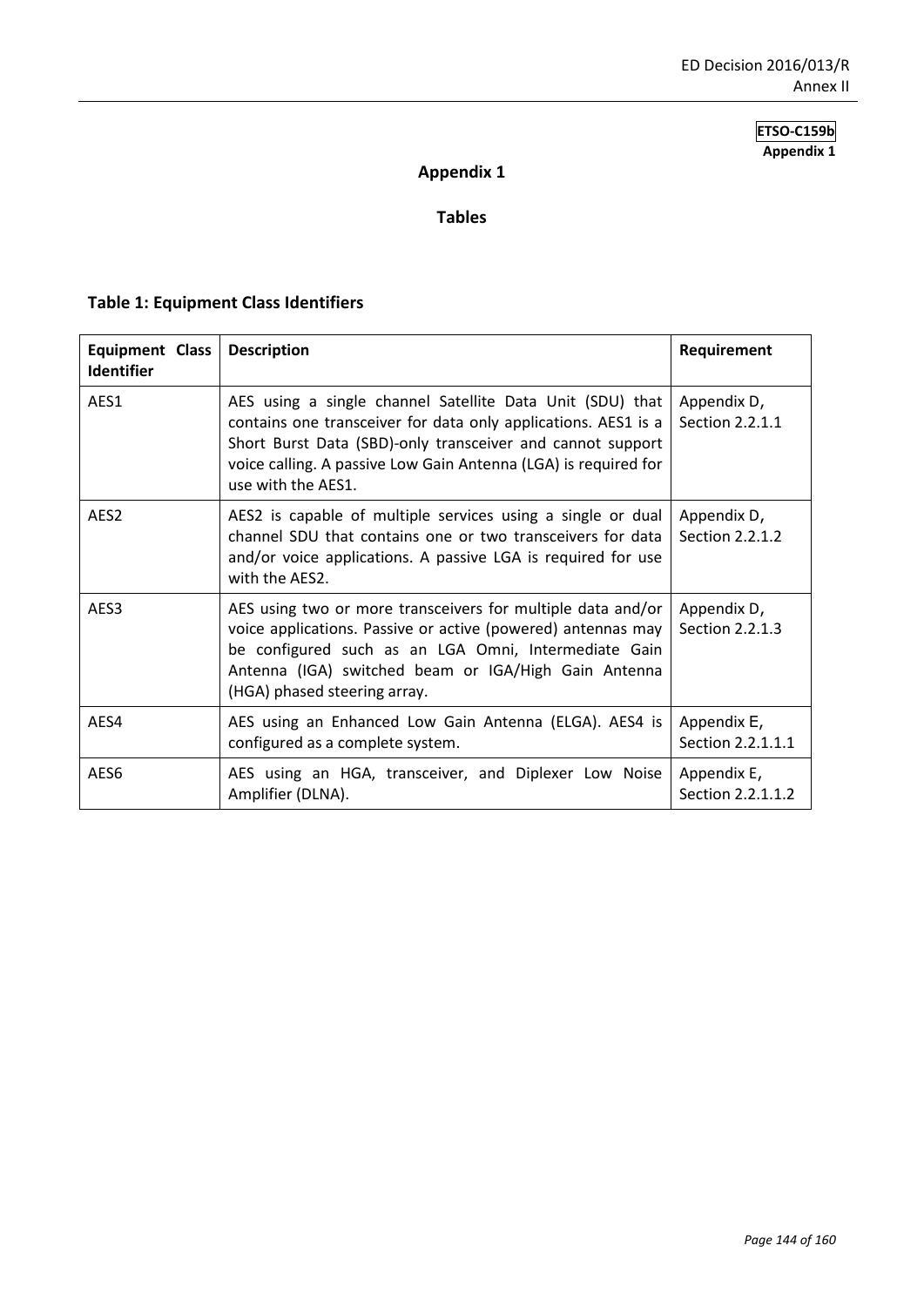**ETSO-C159b**
**Appendix 1**

# Appendix 1

## Tables

### Table 1: Equipment Class Identifiers

| Equipment Class Identifier | Description | Requirement |
|---|---|---|
| AES1 | AES using a single channel Satellite Data Unit (SDU) that contains one transceiver for data only applications. AES1 is a Short Burst Data (SBD)-only transceiver and cannot support voice calling. A passive Low Gain Antenna (LGA) is required for use with the AES1. | Appendix D, Section 2.2.1.1 |
| AES2 | AES2 is capable of multiple services using a single or dual channel SDU that contains one or two transceivers for data and/or voice applications. A passive LGA is required for use with the AES2. | Appendix D, Section 2.2.1.2 |
| AES3 | AES using two or more transceivers for multiple data and/or voice applications. Passive or active (powered) antennas may be configured such as an LGA Omni, Intermediate Gain Antenna (IGA) switched beam or IGA/High Gain Antenna (HGA) phased steering array. | Appendix D, Section 2.2.1.3 |
| AES4 | AES using an Enhanced Low Gain Antenna (ELGA). AES4 is configured as a complete system. | Appendix E, Section 2.2.1.1.1 |
| AES6 | AES using an HGA, transceiver, and Diplexer Low Noise Amplifier (DLNA). | Appendix E, Section 2.2.1.1.2 |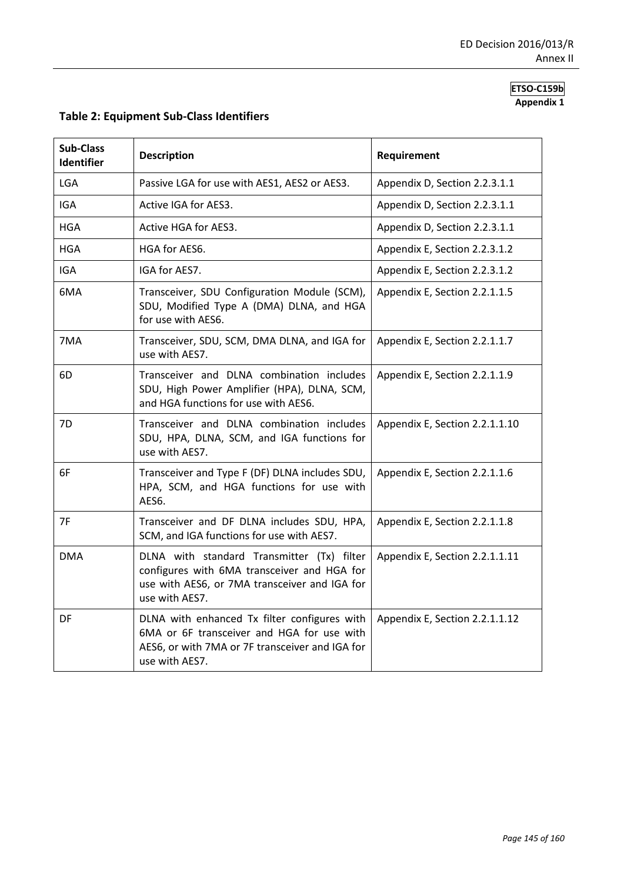**ETSO-C159b**
**Appendix 1**

## Table 2: Equipment Sub-Class Identifiers

| Sub-Class Identifier | Description | Requirement |
|---|---|---|
| LGA | Passive LGA for use with AES1, AES2 or AES3. | Appendix D, Section 2.2.3.1.1 |
| IGA | Active IGA for AES3. | Appendix D, Section 2.2.3.1.1 |
| HGA | Active HGA for AES3. | Appendix D, Section 2.2.3.1.1 |
| HGA | HGA for AES6. | Appendix E, Section 2.2.3.1.2 |
| IGA | IGA for AES7. | Appendix E, Section 2.2.3.1.2 |
| 6MA | Transceiver, SDU Configuration Module (SCM), SDU, Modified Type A (DMA) DLNA, and HGA for use with AES6. | Appendix E, Section 2.2.1.1.5 |
| 7MA | Transceiver, SDU, SCM, DMA DLNA, and IGA for use with AES7. | Appendix E, Section 2.2.1.1.7 |
| 6D | Transceiver and DLNA combination includes SDU, High Power Amplifier (HPA), DLNA, SCM, and HGA functions for use with AES6. | Appendix E, Section 2.2.1.1.9 |
| 7D | Transceiver and DLNA combination includes SDU, HPA, DLNA, SCM, and IGA functions for use with AES7. | Appendix E, Section 2.2.1.1.10 |
| 6F | Transceiver and Type F (DF) DLNA includes SDU, HPA, SCM, and HGA functions for use with AES6. | Appendix E, Section 2.2.1.1.6 |
| 7F | Transceiver and DF DLNA includes SDU, HPA, SCM, and IGA functions for use with AES7. | Appendix E, Section 2.2.1.1.8 |
| DMA | DLNA with standard Transmitter (Tx) filter configures with 6MA transceiver and HGA for use with AES6, or 7MA transceiver and IGA for use with AES7. | Appendix E, Section 2.2.1.1.11 |
| DF | DLNA with enhanced Tx filter configures with 6MA or 6F transceiver and HGA for use with AES6, or with 7MA or 7F transceiver and IGA for use with AES7. | Appendix E, Section 2.2.1.1.12 |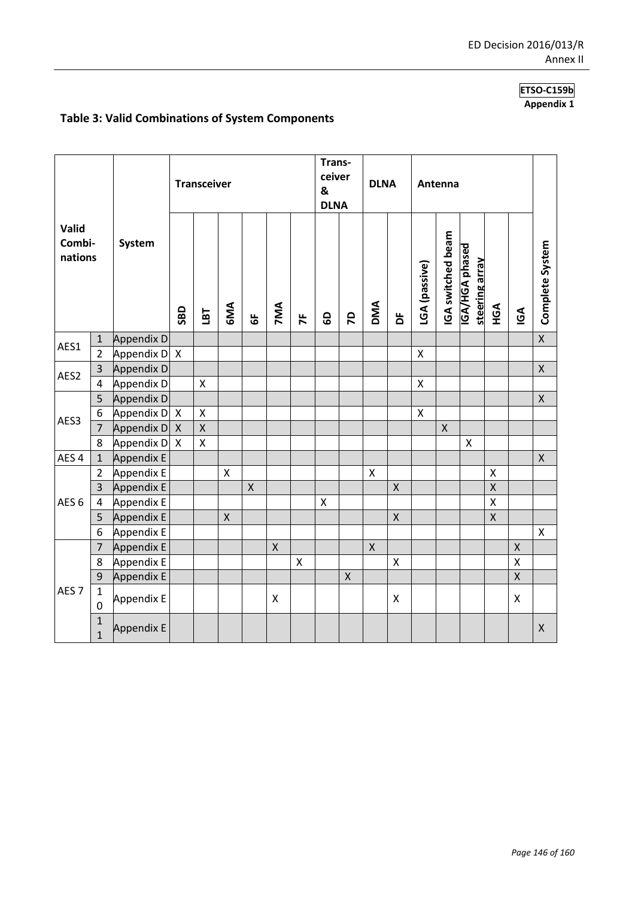## Table 3: Valid Combinations of System Components

| Valid Combi-nations | | System | Transceiver | | | | | | Trans-ceiver & DLNA | | DLNA | | Antenna | | | | | Complete System |
|---|---|---|---|---|---|---|---|---|---|---|---|---|---|---|---|---|---|---|
| | | | SBD | LBT | 6MA | 6F | 7MA | 7F | 6D | 7D | DMA | DF | LGA (passive) | IGA switched beam | IGA/HGA phased steering array | HGA | IGA | |
| AES1 | 1 | Appendix D | | | | | | | | | | | | | | | | X |
| | 2 | Appendix D | X | | | | | | | | | | X | | | | | |
| AES2 | 3 | Appendix D | | | | | | | | | | | | | | | | X |
| | 4 | Appendix D | | X | | | | | | | | | X | | | | | |
| AES3 | 5 | Appendix D | | | | | | | | | | | | | | | | X |
| | 6 | Appendix D | X | X | | | | | | | | | X | | | | | |
| | 7 | Appendix D | X | X | | | | | | | | | | X | | | | |
| | 8 | Appendix D | X | X | | | | | | | | | | | X | | | |
| AES 4 | 1 | Appendix E | | | | | | | | | | | | | | | | X |
| AES 6 | 2 | Appendix E | | | X | | | | | | X | | | | | X | | |
| | 3 | Appendix E | | | | X | | | | | | X | | | | X | | |
| | 4 | Appendix E | | | | | | | X | | | | | | | X | | |
| | 5 | Appendix E | | | X | | | | | | | X | | | | X | | |
| | 6 | Appendix E | | | | | | | | | | | | | | | | X |
| AES 7 | 7 | Appendix E | | | | | X | | | | X | | | | | | X | |
| | 8 | Appendix E | | | | | | X | | | | X | | | | | X | |
| | 9 | Appendix E | | | | | | | | X | | | | | | | X | |
| | 10 | Appendix E | | | | | X | | | | | X | | | | | X | |
| | 11 | Appendix E | | | | | | | | | | | | | | | | X |